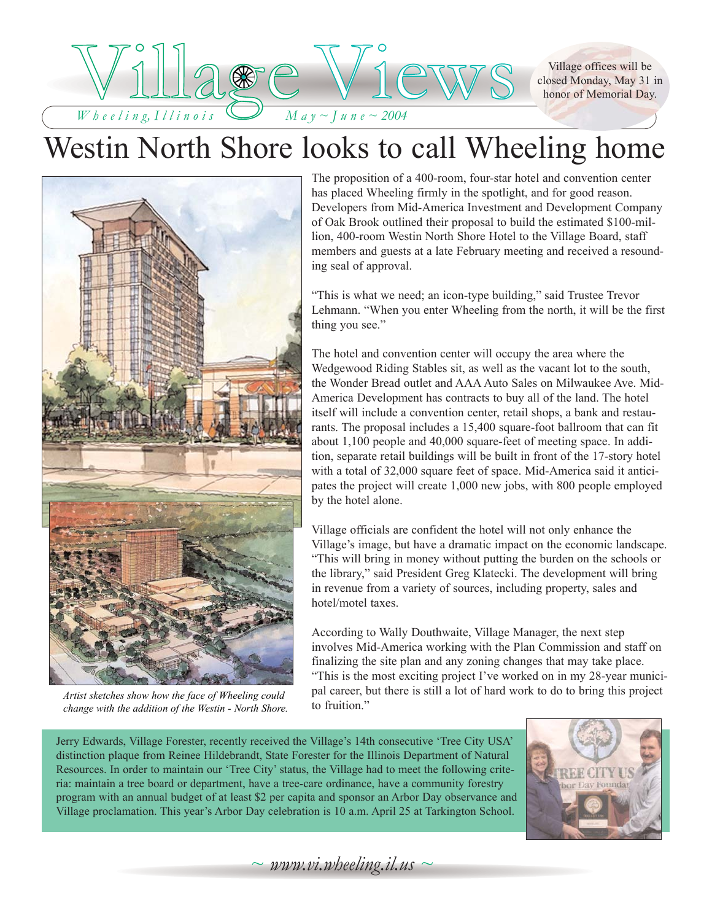# Village Views

*Wheeling, Illinois* *May ~ June ~ 2004*

Village offices will be closed Monday, May 31 in honor of Memorial Day.

# Westin North Shore looks to call Wheeling home

*Artist sketches show how the face of Wheeling could change with the addition of the Westin - North Shore.*

The proposition of a 400-room, four-star hotel and convention center has placed Wheeling firmly in the spotlight, and for good reason. Developers from Mid-America Investment and Development Company of Oak Brook outlined their proposal to build the estimated $100-million, 400-room Westin North Shore Hotel to the Village Board, staff members and guests at a late February meeting and received a resounding seal of approval.

"This is what we need; an icon-type building," said Trustee Trevor Lehmann. "When you enter Wheeling from the north, it will be the first thing you see."

The hotel and convention center will occupy the area where the Wedgewood Riding Stables sit, as well as the vacant lot to the south, the Wonder Bread outlet and AAA Auto Sales on Milwaukee Ave. Mid-America Development has contracts to buy all of the land. The hotel itself will include a convention center, retail shops, a bank and restaurants. The proposal includes a 15,400 square-foot ballroom that can fit about 1,100 people and 40,000 square-feet of meeting space. In addition, separate retail buildings will be built in front of the 17-story hotel with a total of 32,000 square feet of space. Mid-America said it anticipates the project will create 1,000 new jobs, with 800 people employed by the hotel alone.

Village officials are confident the hotel will not only enhance the Village's image, but have a dramatic impact on the economic landscape. "This will bring in money without putting the burden on the schools or the library," said President Greg Klatecki. The development will bring in revenue from a variety of sources, including property, sales and hotel/motel taxes.

According to Wally Douthwaite, Village Manager, the next step involves Mid-America working with the Plan Commission and staff on finalizing the site plan and any zoning changes that may take place. "This is the most exciting project I've worked on in my 28-year municipal career, but there is still a lot of hard work to do to bring this project to fruition."

Jerry Edwards, Village Forester, recently received the Village's 14th consecutive 'Tree City USA' distinction plaque from Reinee Hildebrandt, State Forester for the Illinois Department of Natural Resources. In order to maintain our 'Tree City' status, the Village had to meet the following criteria: maintain a tree board or department, have a tree-care ordinance, have a community forestry program with an annual budget of at least $2 per capita and sponsor an Arbor Day observance and Village proclamation. This year's Arbor Day celebration is 10 a.m. April 25 at Tarkington School.

~ www.vi.wheeling.il.us ~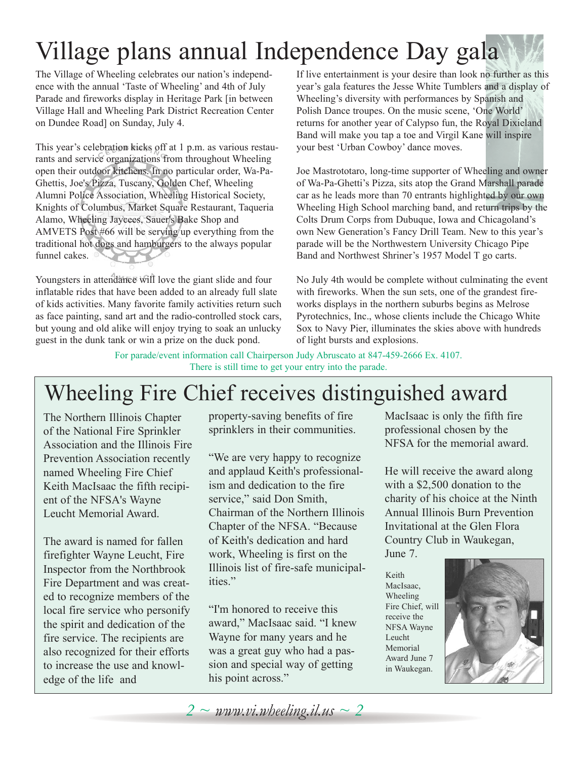# Village plans annual Independence Day gala

The Village of Wheeling celebrates our nation's independence with the annual 'Taste of Wheeling' and 4th of July Parade and fireworks display in Heritage Park [in between Village Hall and Wheeling Park District Recreation Center on Dundee Road] on Sunday, July 4.

This year's celebration kicks off at 1 p.m. as various restaurants and service organizations from throughout Wheeling open their outdoor kitchens. In no particular order, Wa-Pa-Ghettis, Joe's Pizza, Tuscany, Golden Chef, Wheeling Alumni Police Association, Wheeling Historical Society, Knights of Columbus, Market Square Restaurant, Taqueria Alamo, Wheeling Jaycees, Sauer's Bake Shop and AMVETS Post #66 will be serving up everything from the traditional hot dogs and hamburgers to the always popular funnel cakes.

Youngsters in attendance will love the giant slide and four inflatable rides that have been added to an already full slate of kids activities. Many favorite family activities return such as face painting, sand art and the radio-controlled stock cars, but young and old alike will enjoy trying to soak an unlucky guest in the dunk tank or win a prize on the duck pond.

If live entertainment is your desire than look no further as this year's gala features the Jesse White Tumblers and a display of Wheeling's diversity with performances by Spanish and Polish Dance troupes. On the music scene, 'One World' returns for another year of Calypso fun, the Royal Dixieland Band will make you tap a toe and Virgil Kane will inspire your best 'Urban Cowboy' dance moves.

Joe Mastrototaro, long-time supporter of Wheeling and owner of Wa-Pa-Ghetti's Pizza, sits atop the Grand Marshall parade car as he leads more than 70 entrants highlighted by our own Wheeling High School marching band, and return trips by the Colts Drum Corps from Dubuque, Iowa and Chicagoland's own New Generation's Fancy Drill Team. New to this year's parade will be the Northwestern University Chicago Pipe Band and Northwest Shriner's 1957 Model T go carts.

No July 4th would be complete without culminating the event with fireworks. When the sun sets, one of the grandest fireworks displays in the northern suburbs begins as Melrose Pyrotechnics, Inc., whose clients include the Chicago White Sox to Navy Pier, illuminates the skies above with hundreds of light bursts and explosions.

For parade/event information call Chairperson Judy Abruscato at 847-459-2666 Ex. 4107.
There is still time to get your entry into the parade.

# Wheeling Fire Chief receives distinguished award

The Northern Illinois Chapter of the National Fire Sprinkler Association and the Illinois Fire Prevention Association recently named Wheeling Fire Chief Keith MacIsaac the fifth recipient of the NFSA's Wayne Leucht Memorial Award.

The award is named for fallen firefighter Wayne Leucht, Fire Inspector from the Northbrook Fire Department and was created to recognize members of the local fire service who personify the spirit and dedication of the fire service. The recipients are also recognized for their efforts to increase the use and knowledge of the life and property-saving benefits of fire sprinklers in their communities.

"We are very happy to recognize and applaud Keith's professionalism and dedication to the fire service," said Don Smith, Chairman of the Northern Illinois Chapter of the NFSA. "Because of Keith's dedication and hard work, Wheeling is first on the Illinois list of fire-safe municipalities."

"I'm honored to receive this award," MacIsaac said. "I knew Wayne for many years and he was a great guy who had a passion and special way of getting his point across."

MacIsaac is only the fifth fire professional chosen by the NFSA for the memorial award.

He will receive the award along with a $2,500 donation to the charity of his choice at the Ninth Annual Illinois Burn Prevention Invitational at the Glen Flora Country Club in Waukegan, June 7.

Keith MacIsaac, Wheeling Fire Chief, will receive the NFSA Wayne Leucht Memorial Award June 7 in Waukegan.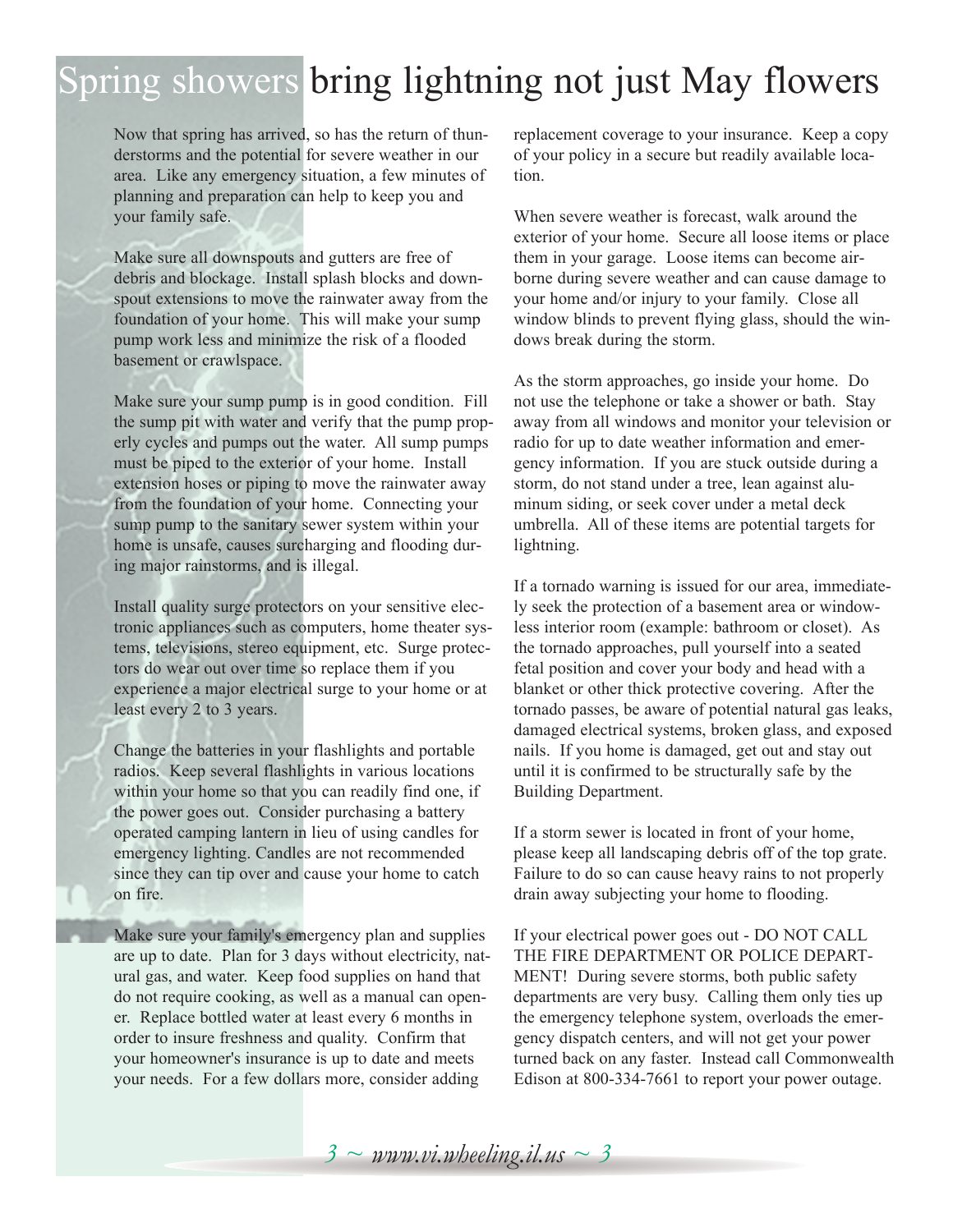# Spring showers bring lightning not just May flowers

Now that spring has arrived, so has the return of thunderstorms and the potential for severe weather in our area. Like any emergency situation, a few minutes of planning and preparation can help to keep you and your family safe.

Make sure all downspouts and gutters are free of debris and blockage. Install splash blocks and downspout extensions to move the rainwater away from the foundation of your home. This will make your sump pump work less and minimize the risk of a flooded basement or crawlspace.

Make sure your sump pump is in good condition. Fill the sump pit with water and verify that the pump properly cycles and pumps out the water. All sump pumps must be piped to the exterior of your home. Install extension hoses or piping to move the rainwater away from the foundation of your home. Connecting your sump pump to the sanitary sewer system within your home is unsafe, causes surcharging and flooding during major rainstorms, and is illegal.

Install quality surge protectors on your sensitive electronic appliances such as computers, home theater systems, televisions, stereo equipment, etc. Surge protectors do wear out over time so replace them if you experience a major electrical surge to your home or at least every 2 to 3 years.

Change the batteries in your flashlights and portable radios. Keep several flashlights in various locations within your home so that you can readily find one, if the power goes out. Consider purchasing a battery operated camping lantern in lieu of using candles for emergency lighting. Candles are not recommended since they can tip over and cause your home to catch on fire.

Make sure your family's emergency plan and supplies are up to date. Plan for 3 days without electricity, natural gas, and water. Keep food supplies on hand that do not require cooking, as well as a manual can opener. Replace bottled water at least every 6 months in order to insure freshness and quality. Confirm that your homeowner's insurance is up to date and meets your needs. For a few dollars more, consider adding replacement coverage to your insurance. Keep a copy of your policy in a secure but readily available location.

When severe weather is forecast, walk around the exterior of your home. Secure all loose items or place them in your garage. Loose items can become airborne during severe weather and can cause damage to your home and/or injury to your family. Close all window blinds to prevent flying glass, should the windows break during the storm.

As the storm approaches, go inside your home. Do not use the telephone or take a shower or bath. Stay away from all windows and monitor your television or radio for up to date weather information and emergency information. If you are stuck outside during a storm, do not stand under a tree, lean against aluminum siding, or seek cover under a metal deck umbrella. All of these items are potential targets for lightning.

If a tornado warning is issued for our area, immediately seek the protection of a basement area or windowless interior room (example: bathroom or closet). As the tornado approaches, pull yourself into a seated fetal position and cover your body and head with a blanket or other thick protective covering. After the tornado passes, be aware of potential natural gas leaks, damaged electrical systems, broken glass, and exposed nails. If you home is damaged, get out and stay out until it is confirmed to be structurally safe by the Building Department.

If a storm sewer is located in front of your home, please keep all landscaping debris off of the top grate. Failure to do so can cause heavy rains to not properly drain away subjecting your home to flooding.

If your electrical power goes out - DO NOT CALL THE FIRE DEPARTMENT OR POLICE DEPARTMENT! During severe storms, both public safety departments are very busy. Calling them only ties up the emergency telephone system, overloads the emergency dispatch centers, and will not get your power turned back on any faster. Instead call Commonwealth Edison at 800-334-7661 to report your power outage.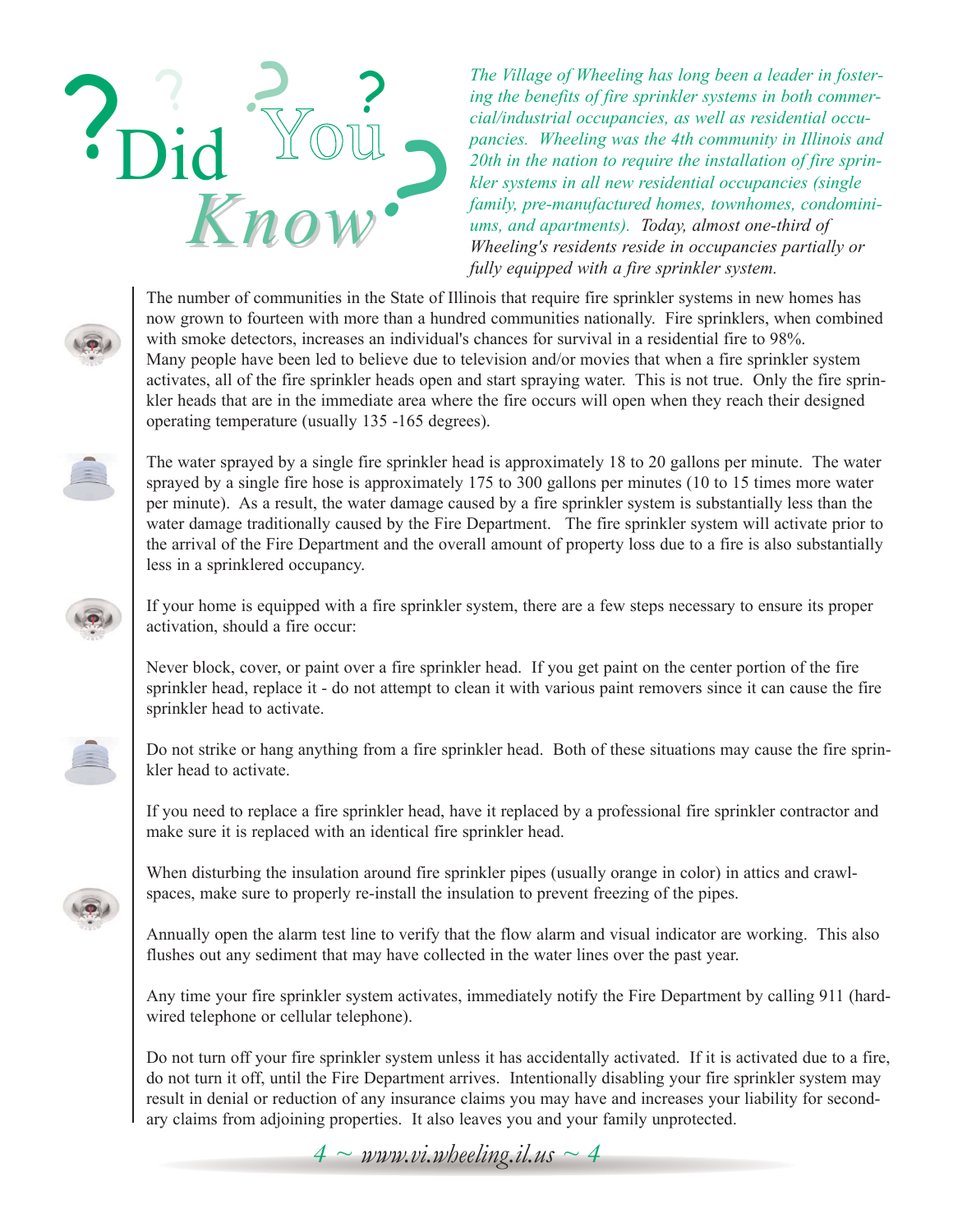# Did You Know?

*The Village of Wheeling has long been a leader in fostering the benefits of fire sprinkler systems in both commercial/industrial occupancies, as well as residential occupancies. Wheeling was the 4th community in Illinois and 20th in the nation to require the installation of fire sprinkler systems in all new residential occupancies (single family, pre-manufactured homes, townhomes, condominiums, and apartments). Today, almost one-third of Wheeling's residents reside in occupancies partially or fully equipped with a fire sprinkler system.*

The number of communities in the State of Illinois that require fire sprinkler systems in new homes has now grown to fourteen with more than a hundred communities nationally. Fire sprinklers, when combined with smoke detectors, increases an individual's chances for survival in a residential fire to 98%. Many people have been led to believe due to television and/or movies that when a fire sprinkler system activates, all of the fire sprinkler heads open and start spraying water. This is not true. Only the fire sprinkler heads that are in the immediate area where the fire occurs will open when they reach their designed operating temperature (usually 135 -165 degrees).

The water sprayed by a single fire sprinkler head is approximately 18 to 20 gallons per minute. The water sprayed by a single fire hose is approximately 175 to 300 gallons per minutes (10 to 15 times more water per minute). As a result, the water damage caused by a fire sprinkler system is substantially less than the water damage traditionally caused by the Fire Department. The fire sprinkler system will activate prior to the arrival of the Fire Department and the overall amount of property loss due to a fire is also substantially less in a sprinklered occupancy.

If your home is equipped with a fire sprinkler system, there are a few steps necessary to ensure its proper activation, should a fire occur:

Never block, cover, or paint over a fire sprinkler head. If you get paint on the center portion of the fire sprinkler head, replace it - do not attempt to clean it with various paint removers since it can cause the fire sprinkler head to activate.

Do not strike or hang anything from a fire sprinkler head. Both of these situations may cause the fire sprinkler head to activate.

If you need to replace a fire sprinkler head, have it replaced by a professional fire sprinkler contractor and make sure it is replaced with an identical fire sprinkler head.

When disturbing the insulation around fire sprinkler pipes (usually orange in color) in attics and crawlspaces, make sure to properly re-install the insulation to prevent freezing of the pipes.

Annually open the alarm test line to verify that the flow alarm and visual indicator are working. This also flushes out any sediment that may have collected in the water lines over the past year.

Any time your fire sprinkler system activates, immediately notify the Fire Department by calling 911 (hardwired telephone or cellular telephone).

Do not turn off your fire sprinkler system unless it has accidentally activated. If it is activated due to a fire, do not turn it off, until the Fire Department arrives. Intentionally disabling your fire sprinkler system may result in denial or reduction of any insurance claims you may have and increases your liability for secondary claims from adjoining properties. It also leaves you and your family unprotected.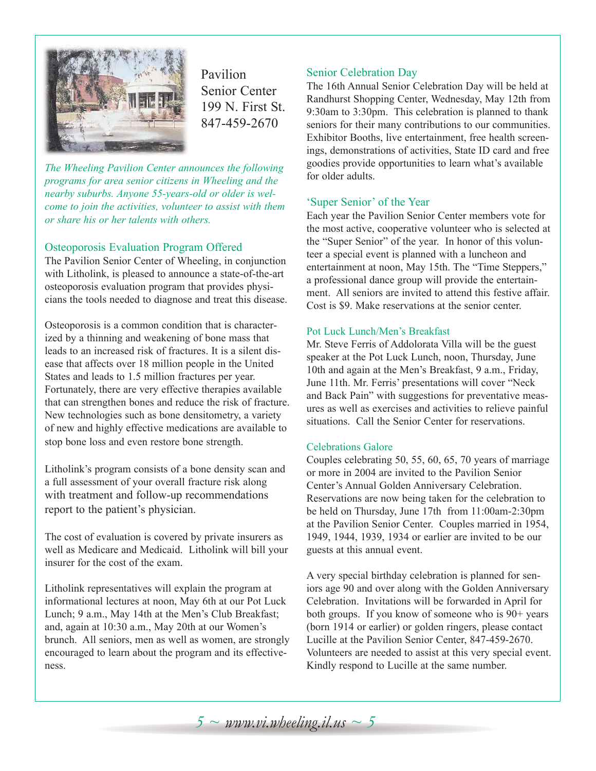# Pavilion Senior Center
199 N. First St.
847-459-2670

*The Wheeling Pavilion Center announces the following programs for area senior citizens in Wheeling and the nearby suburbs. Anyone 55-years-old or older is welcome to join the activities, volunteer to assist with them or share his or her talents with others.*

## Osteoporosis Evaluation Program Offered

The Pavilion Senior Center of Wheeling, in conjunction with Litholink, is pleased to announce a state-of-the-art osteoporosis evaluation program that provides physicians the tools needed to diagnose and treat this disease.

Osteoporosis is a common condition that is characterized by a thinning and weakening of bone mass that leads to an increased risk of fractures. It is a silent disease that affects over 18 million people in the United States and leads to 1.5 million fractures per year. Fortunately, there are very effective therapies available that can strengthen bones and reduce the risk of fracture. New technologies such as bone densitometry, a variety of new and highly effective medications are available to stop bone loss and even restore bone strength.

Litholink's program consists of a bone density scan and a full assessment of your overall fracture risk along with treatment and follow-up recommendations report to the patient's physician.

The cost of evaluation is covered by private insurers as well as Medicare and Medicaid. Litholink will bill your insurer for the cost of the exam.

Litholink representatives will explain the program at informational lectures at noon, May 6th at our Pot Luck Lunch; 9 a.m., May 14th at the Men's Club Breakfast; and, again at 10:30 a.m., May 20th at our Women's brunch. All seniors, men as well as women, are strongly encouraged to learn about the program and its effectiveness.

## Senior Celebration Day

The 16th Annual Senior Celebration Day will be held at Randhurst Shopping Center, Wednesday, May 12th from 9:30am to 3:30pm. This celebration is planned to thank seniors for their many contributions to our communities. Exhibitor Booths, live entertainment, free health screenings, demonstrations of activities, State ID card and free goodies provide opportunities to learn what's available for older adults.

## 'Super Senior' of the Year

Each year the Pavilion Senior Center members vote for the most active, cooperative volunteer who is selected at the "Super Senior" of the year. In honor of this volunteer a special event is planned with a luncheon and entertainment at noon, May 15th. The "Time Steppers," a professional dance group will provide the entertainment. All seniors are invited to attend this festive affair. Cost is $9. Make reservations at the senior center.

## Pot Luck Lunch/Men's Breakfast

Mr. Steve Ferris of Addolorata Villa will be the guest speaker at the Pot Luck Lunch, noon, Thursday, June 10th and again at the Men's Breakfast, 9 a.m., Friday, June 11th. Mr. Ferris' presentations will cover "Neck and Back Pain" with suggestions for preventative measures as well as exercises and activities to relieve painful situations. Call the Senior Center for reservations.

## Celebrations Galore

Couples celebrating 50, 55, 60, 65, 70 years of marriage or more in 2004 are invited to the Pavilion Senior Center's Annual Golden Anniversary Celebration. Reservations are now being taken for the celebration to be held on Thursday, June 17th from 11:00am-2:30pm at the Pavilion Senior Center. Couples married in 1954, 1949, 1944, 1939, 1934 or earlier are invited to be our guests at this annual event.

A very special birthday celebration is planned for seniors age 90 and over along with the Golden Anniversary Celebration. Invitations will be forwarded in April for both groups. If you know of someone who is 90+ years (born 1914 or earlier) or golden ringers, please contact Lucille at the Pavilion Senior Center, 847-459-2670. Volunteers are needed to assist at this very special event. Kindly respond to Lucille at the same number.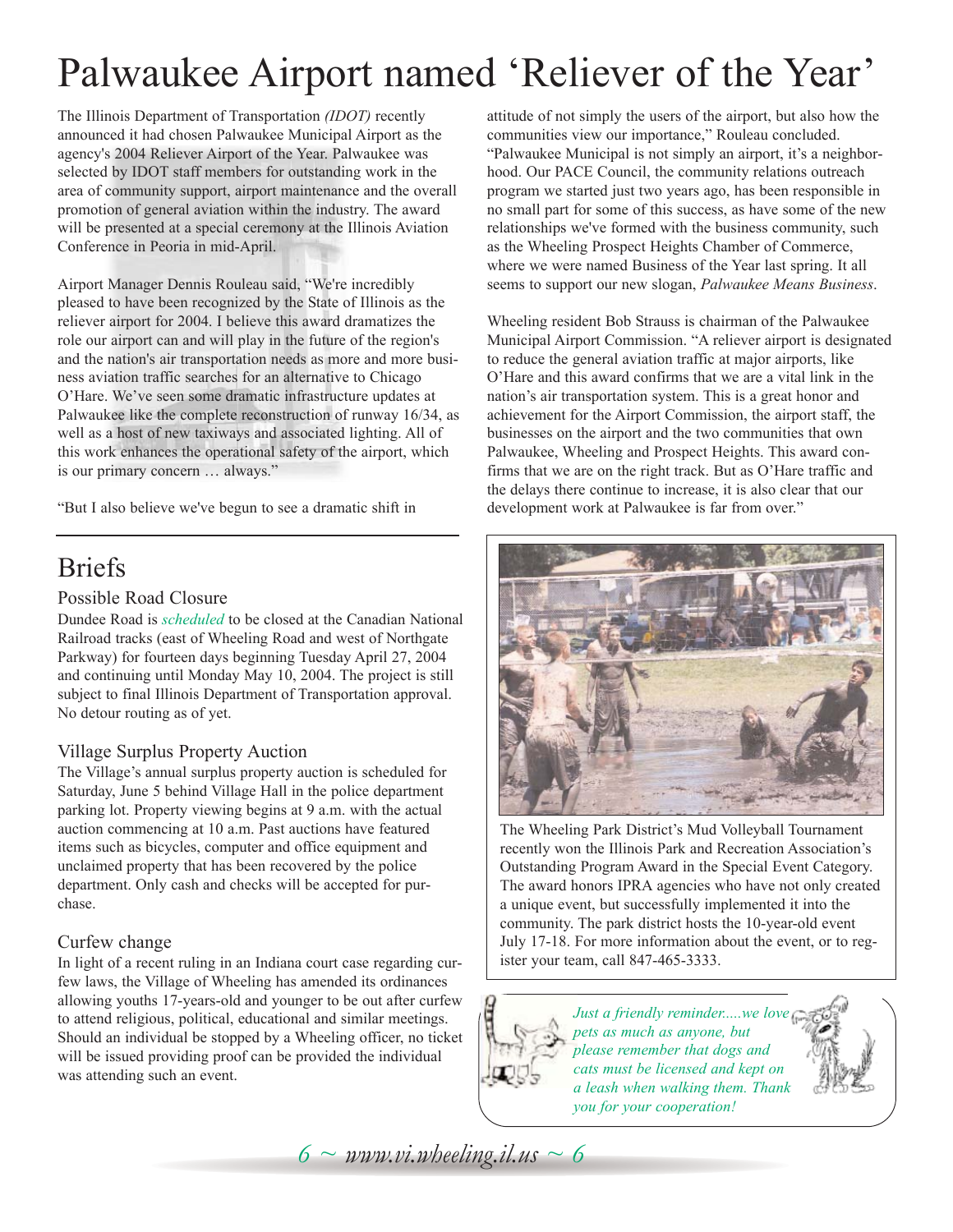# Palwaukee Airport named 'Reliever of the Year'

The Illinois Department of Transportation *(IDOT)* recently announced it had chosen Palwaukee Municipal Airport as the agency's 2004 Reliever Airport of the Year. Palwaukee was selected by IDOT staff members for outstanding work in the area of community support, airport maintenance and the overall promotion of general aviation within the industry. The award will be presented at a special ceremony at the Illinois Aviation Conference in Peoria in mid-April.

Airport Manager Dennis Rouleau said, "We're incredibly pleased to have been recognized by the State of Illinois as the reliever airport for 2004. I believe this award dramatizes the role our airport can and will play in the future of the region's and the nation's air transportation needs as more and more business aviation traffic searches for an alternative to Chicago O'Hare. We've seen some dramatic infrastructure updates at Palwaukee like the complete reconstruction of runway 16/34, as well as a host of new taxiways and associated lighting. All of this work enhances the operational safety of the airport, which is our primary concern … always."

"But I also believe we've begun to see a dramatic shift in attitude of not simply the users of the airport, but also how the communities view our importance," Rouleau concluded. "Palwaukee Municipal is not simply an airport, it's a neighborhood. Our PACE Council, the community relations outreach program we started just two years ago, has been responsible in no small part for some of this success, as have some of the new relationships we've formed with the business community, such as the Wheeling Prospect Heights Chamber of Commerce, where we were named Business of the Year last spring. It all seems to support our new slogan, *Palwaukee Means Business*.

Wheeling resident Bob Strauss is chairman of the Palwaukee Municipal Airport Commission. "A reliever airport is designated to reduce the general aviation traffic at major airports, like O'Hare and this award confirms that we are a vital link in the nation's air transportation system. This is a great honor and achievement for the Airport Commission, the airport staff, the businesses on the airport and the two communities that own Palwaukee, Wheeling and Prospect Heights. This award confirms that we are on the right track. But as O'Hare traffic and the delays there continue to increase, it is also clear that our development work at Palwaukee is far from over."

## Briefs

### Possible Road Closure

Dundee Road is *scheduled* to be closed at the Canadian National Railroad tracks (east of Wheeling Road and west of Northgate Parkway) for fourteen days beginning Tuesday April 27, 2004 and continuing until Monday May 10, 2004. The project is still subject to final Illinois Department of Transportation approval. No detour routing as of yet.

### Village Surplus Property Auction

The Village's annual surplus property auction is scheduled for Saturday, June 5 behind Village Hall in the police department parking lot. Property viewing begins at 9 a.m. with the actual auction commencing at 10 a.m. Past auctions have featured items such as bicycles, computer and office equipment and unclaimed property that has been recovered by the police department. Only cash and checks will be accepted for purchase.

### Curfew change

In light of a recent ruling in an Indiana court case regarding curfew laws, the Village of Wheeling has amended its ordinances allowing youths 17-years-old and younger to be out after curfew to attend religious, political, educational and similar meetings. Should an individual be stopped by a Wheeling officer, no ticket will be issued providing proof can be provided the individual was attending such an event.

The Wheeling Park District's Mud Volleyball Tournament recently won the Illinois Park and Recreation Association's Outstanding Program Award in the Special Event Category. The award honors IPRA agencies who have not only created a unique event, but successfully implemented it into the community. The park district hosts the 10-year-old event July 17-18. For more information about the event, or to register your team, call 847-465-3333.

*Just a friendly reminder.....we love pets as much as anyone, but please remember that dogs and cats must be licensed and kept on a leash when walking them. Thank you for your cooperation!*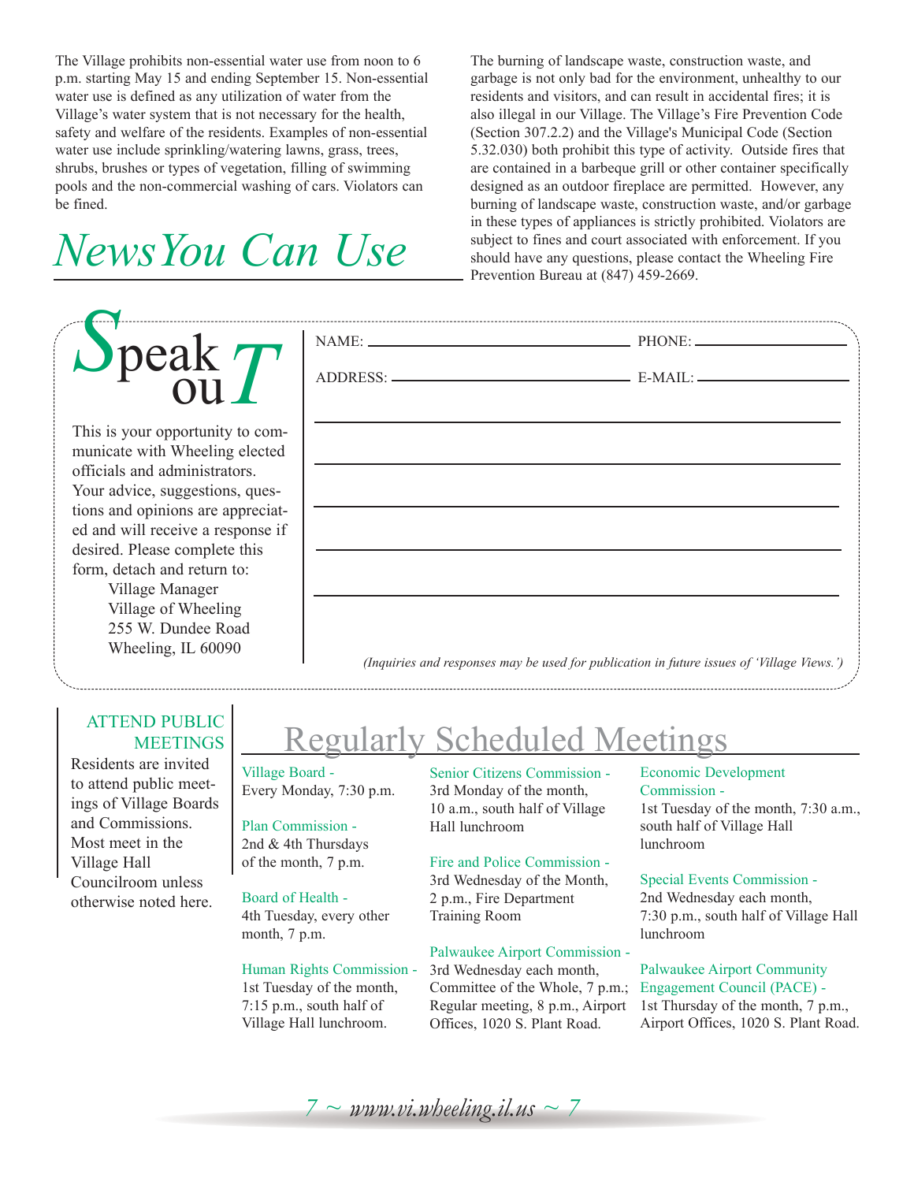The Village prohibits non-essential water use from noon to 6 p.m. starting May 15 and ending September 15. Non-essential water use is defined as any utilization of water from the Village's water system that is not necessary for the health, safety and welfare of the residents. Examples of non-essential water use include sprinkling/watering lawns, grass, trees, shrubs, brushes or types of vegetation, filling of swimming pools and the non-commercial washing of cars. Violators can be fined.

The burning of landscape waste, construction waste, and garbage is not only bad for the environment, unhealthy to our residents and visitors, and can result in accidental fires; it is also illegal in our Village. The Village's Fire Prevention Code (Section 307.2.2) and the Village's Municipal Code (Section 5.32.030) both prohibit this type of activity. Outside fires that are contained in a barbeque grill or other container specifically designed as an outdoor fireplace are permitted. However, any burning of landscape waste, construction waste, and/or garbage in these types of appliances is strictly prohibited. Violators are subject to fines and court associated with enforcement. If you should have any questions, please contact the Wheeling Fire Prevention Bureau at (847) 459-2669.

# *News You Can Use*

## Speak ouT

This is your opportunity to communicate with Wheeling elected officials and administrators. Your advice, suggestions, questions and opinions are appreciated and will receive a response if desired. Please complete this form, detach and return to:

Village Manager
Village of Wheeling
255 W. Dundee Road
Wheeling, IL 60090

NAME: ______________________ PHONE: ______________

ADDRESS: ____________________ E-MAIL: ______________

______________________________________________

______________________________________________

______________________________________________

______________________________________________

______________________________________________

*(Inquiries and responses may be used for publication in future issues of 'Village Views.')*

### ATTEND PUBLIC MEETINGS

Residents are invited to attend public meetings of Village Boards and Commissions. Most meet in the Village Hall Councilroom unless otherwise noted here.

## Regularly Scheduled Meetings

**Village Board -**
Every Monday, 7:30 p.m.

**Plan Commission -**
2nd & 4th Thursdays of the month, 7 p.m.

**Board of Health -**
4th Tuesday, every other month, 7 p.m.

**Human Rights Commission -**
1st Tuesday of the month, 7:15 p.m., south half of Village Hall lunchroom.

**Senior Citizens Commission -**
3rd Monday of the month, 10 a.m., south half of Village Hall lunchroom

**Fire and Police Commission -**
3rd Wednesday of the Month, 2 p.m., Fire Department Training Room

**Palwaukee Airport Commission -**
3rd Wednesday each month, Committee of the Whole, 7 p.m.; Regular meeting, 8 p.m., Airport Offices, 1020 S. Plant Road.

**Economic Development Commission -**
1st Tuesday of the month, 7:30 a.m., south half of Village Hall lunchroom

**Special Events Commission -**
2nd Wednesday each month, 7:30 p.m., south half of Village Hall lunchroom

**Palwaukee Airport Community Engagement Council (PACE) -**
1st Thursday of the month, 7 p.m., Airport Offices, 1020 S. Plant Road.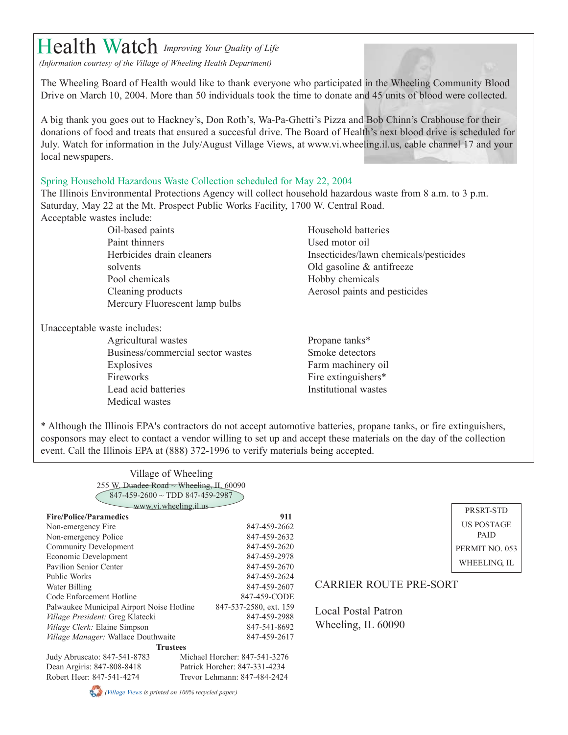# Health Watch *Improving Your Quality of Life*

*(Information courtesy of the Village of Wheeling Health Department)*

The Wheeling Board of Health would like to thank everyone who participated in the Wheeling Community Blood Drive on March 10, 2004. More than 50 individuals took the time to donate and 45 units of blood were collected.

A big thank you goes out to Hackney's, Don Roth's, Wa-Pa-Ghetti's Pizza and Bob Chinn's Crabhouse for their donations of food and treats that ensured a succesful drive. The Board of Health's next blood drive is scheduled for July. Watch for information in the July/August Village Views, at www.vi.wheeling.il.us, cable channel 17 and your local newspapers.

## Spring Household Hazardous Waste Collection scheduled for May 22, 2004

The Illinois Environmental Protections Agency will collect household hazardous waste from 8 a.m. to 3 p.m. Saturday, May 22 at the Mt. Prospect Public Works Facility, 1700 W. Central Road.

Acceptable wastes include:

- Oil-based paints
- Paint thinners
- Herbicides drain cleaners
- solvents
- Pool chemicals
- Cleaning products
- Mercury Fluorescent lamp bulbs
- Household batteries
- Used motor oil
- Insecticides/lawn chemicals/pesticides
- Old gasoline & antifreeze
- Hobby chemicals
- Aerosol paints and pesticides

Unacceptable waste includes:

- Agricultural wastes
- Business/commercial sector wastes
- Explosives
- Fireworks
- Lead acid batteries
- Medical wastes
- Propane tanks*
- Smoke detectors
- Farm machinery oil
- Fire extinguishers*
- Institutional wastes

* Although the Illinois EPA's contractors do not accept automotive batteries, propane tanks, or fire extinguishers, cosponsors may elect to contact a vendor willing to set up and accept these materials on the day of the collection event. Call the Illinois EPA at (888) 372-1996 to verify materials being accepted.

Village of Wheeling
255 W. Dundee Road ~ Wheeling, IL 60090
847-459-2600 ~ TDD 847-459-2987
www.vi.wheeling.il.us

| | |
|---|---|
| **Fire/Police/Paramedics** | **911** |
| Non-emergency Fire | 847-459-2662 |
| Non-emergency Police | 847-459-2632 |
| Community Development | 847-459-2620 |
| Economic Development | 847-459-2978 |
| Pavilion Senior Center | 847-459-2670 |
| Public Works | 847-459-2624 |
| Water Billing | 847-459-2607 |
| Code Enforcement Hotline | 847-459-CODE |
| Palwaukee Municipal Airport Noise Hotline | 847-537-2580, ext. 159 |
| *Village President:* Greg Klatecki | 847-459-2988 |
| *Village Clerk:* Elaine Simpson | 847-541-8692 |
| *Village Manager:* Wallace Douthwaite | 847-459-2617 |

**Trustees**

| | |
|---|---|
| Judy Abruscato: 847-541-8783 | Michael Horcher: 847-541-3276 |
| Dean Argiris: 847-808-8418 | Patrick Horcher: 847-331-4234 |
| Robert Heer: 847-541-4274 | Trevor Lehmann: 847-484-2424 |

*(Village Views is printed on 100% recycled paper.)*

PRSRT-STD
US POSTAGE PAID
PERMIT NO. 053
WHEELING, IL

CARRIER ROUTE PRE-SORT

Local Postal Patron
Wheeling, IL 60090